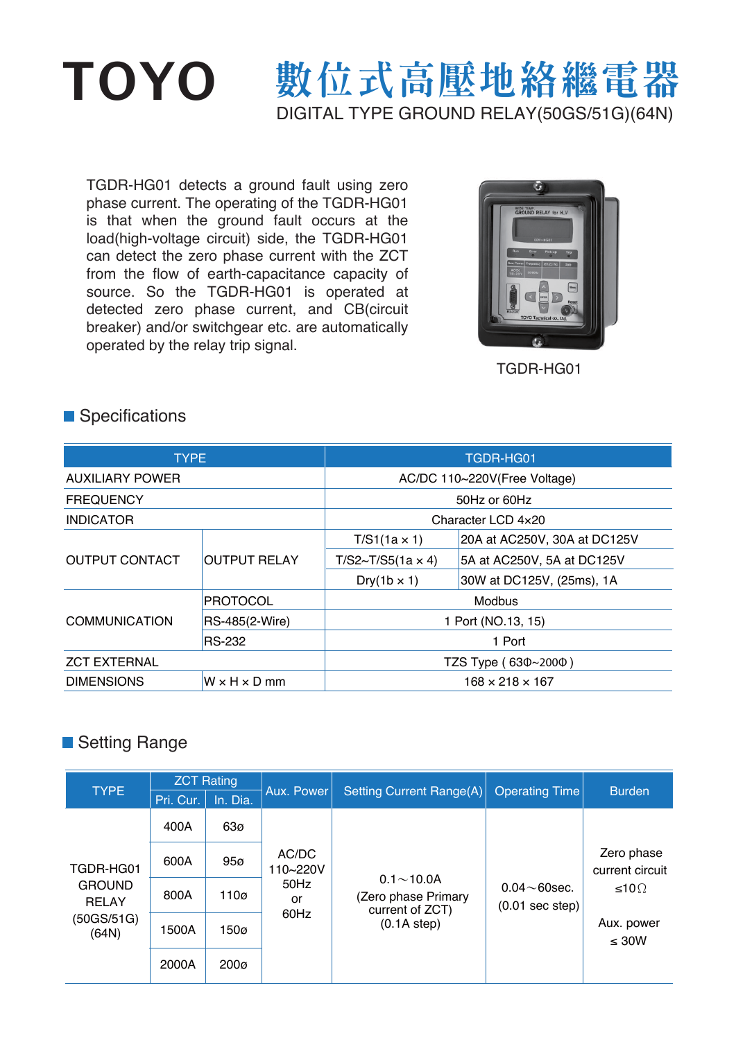# TOYO 數位式高壓地絡繼電器

DIGITAL TYPE GROUND RELAY(50GS/51G)(64N)

TGDR-HG01 detects a ground fault using zero phase current. The operating of the TGDR-HG01 is that when the ground fault occurs at the load(high-voltage circuit) side, the TGDR-HG01 can detect the zero phase current with the ZCT from the flow of earth-capacitance capacity of source. So the TGDR-HG01 is operated at detected zero phase current, and CB(circuit breaker) and/or switchgear etc. are automatically operated by the relay trip signal.

TGDR-HG01

## Specifications

| TYPE | | TGDR-HG01 | |
|---|---|---|---|
| AUXILIARY POWER | | AC/DC 110~220V(Free Voltage) | |
| FREQUENCY | | 50Hz or 60Hz | |
| INDICATOR | | Character LCD 4×20 | |
| OUTPUT CONTACT | OUTPUT RELAY | T/S1(1a × 1) | 20A at AC250V, 30A at DC125V |
| | | T/S2~T/S5(1a × 4) | 5A at AC250V, 5A at DC125V |
| | | Dry(1b × 1) | 30W at DC125V, (25ms), 1A |
| COMMUNICATION | PROTOCOL | Modbus | |
| | RS-485(2-Wire) | 1 Port (NO.13, 15) | |
| | RS-232 | 1 Port | |
| ZCT EXTERNAL | | TZS Type ( 63Φ~200Φ ) | |
| DIMENSIONS | W × H × D mm | 168 × 218 × 167 | |

## Setting Range

| TYPE | ZCT Rating | | Aux. Power | Setting Current Range(A) | Operating Time | Burden |
|---|---|---|---|---|---|---|
| | Pri. Cur. | In. Dia. | | | | |
| TGDR-HG01 GROUND RELAY (50GS/51G) (64N) | 400A | 63ø | AC/DC 110~220V 50Hz or 60Hz | 0.1～10.0A (Zero phase Primary current of ZCT) (0.1A step) | 0.04～60sec. (0.01 sec step) | Zero phase current circuit ≤10Ω<br>Aux. power ≤ 30W |
| | 600A | 95ø | | | | |
| | 800A | 110ø | | | | |
| | 1500A | 150ø | | | | |
| | 2000A | 200ø | | | | |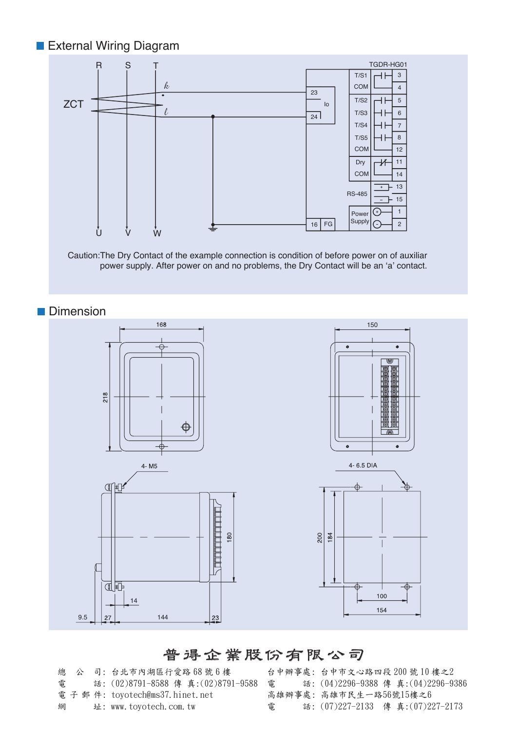## External Wiring Diagram

R S T

ZCT

k

l

U V W

TGDR-HG01

23

24

Io

16 FG

T/S1 3

COM 4

T/S2 5

T/S3 6

T/S4 7

T/S5 8

COM 12

Dry 11

COM 14

RS-485 + 13

– 15

Power Supply + 1

– 2

Caution:The Dry Contact of the example connection is condition of before power on of auxiliar power supply. After power on and no problems, the Dry Contact will be an ‘a’ contact.

## Dimension

168

218

150

4- M5

180

14

9.5

27

144

23

4- 6.5 DIA

200

184

100

154

普得企業股份有限公司

總　　公　　司：台北市內湖區行愛路68號6樓

電　　　　　話：(02)8791-8588 傳 真:(02)8791-9588

電 子 郵 件：toyotech@ms37.hinet.net

網　　　　　址：www.toyotech.com.tw

台中辦事處：台中市文心路四段200號10樓之2

電　　　話：(04)2296-9388 傳 真:(04)2296-9386

高雄辦事處：高雄市民生一路56號15樓之6

電　　　話：(07)227-2133　傳 真:(07)227-2173